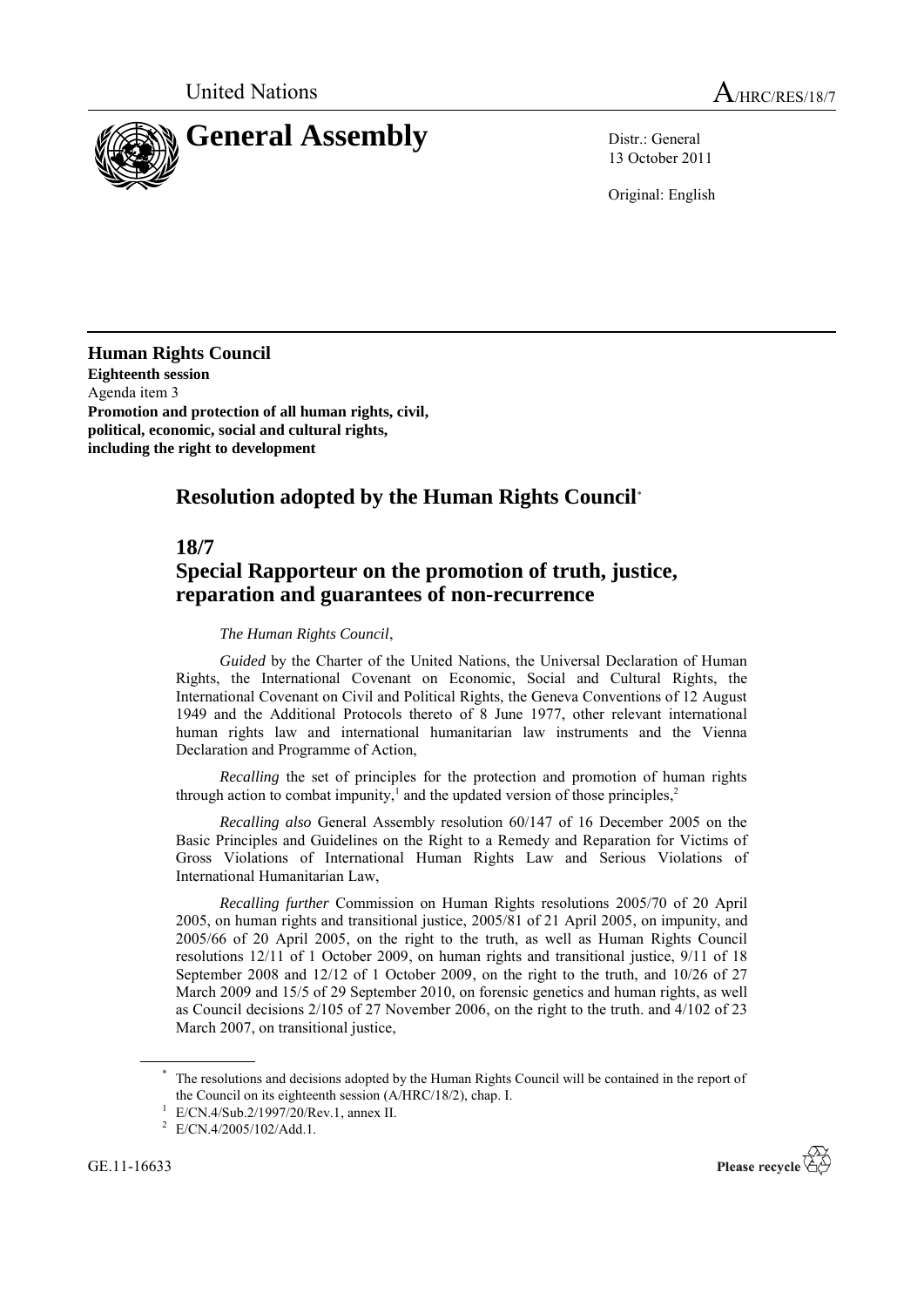United Nations A/HRC/RES/18/7

# General Assembly

Distr.: General
13 October 2011

Original: English

**Human Rights Council**
**Eighteenth session**
Agenda item 3
**Promotion and protection of all human rights, civil, political, economic, social and cultural rights, including the right to development**

## Resolution adopted by the Human Rights Council*

## 18/7
## Special Rapporteur on the promotion of truth, justice, reparation and guarantees of non-recurrence

*The Human Rights Council*,

*Guided* by the Charter of the United Nations, the Universal Declaration of Human Rights, the International Covenant on Economic, Social and Cultural Rights, the International Covenant on Civil and Political Rights, the Geneva Conventions of 12 August 1949 and the Additional Protocols thereto of 8 June 1977, other relevant international human rights law and international humanitarian law instruments and the Vienna Declaration and Programme of Action,

*Recalling* the set of principles for the protection and promotion of human rights through action to combat impunity,[1] and the updated version of those principles,[2]

*Recalling also* General Assembly resolution 60/147 of 16 December 2005 on the Basic Principles and Guidelines on the Right to a Remedy and Reparation for Victims of Gross Violations of International Human Rights Law and Serious Violations of International Humanitarian Law,

*Recalling further* Commission on Human Rights resolutions 2005/70 of 20 April 2005, on human rights and transitional justice, 2005/81 of 21 April 2005, on impunity, and 2005/66 of 20 April 2005, on the right to the truth, as well as Human Rights Council resolutions 12/11 of 1 October 2009, on human rights and transitional justice, 9/11 of 18 September 2008 and 12/12 of 1 October 2009, on the right to the truth, and 10/26 of 27 March 2009 and 15/5 of 29 September 2010, on forensic genetics and human rights, as well as Council decisions 2/105 of 27 November 2006, on the right to the truth. and 4/102 of 23 March 2007, on transitional justice,

* The resolutions and decisions adopted by the Human Rights Council will be contained in the report of the Council on its eighteenth session (A/HRC/18/2), chap. I.

[1] E/CN.4/Sub.2/1997/20/Rev.1, annex II.

[2] E/CN.4/2005/102/Add.1.

GE.11-16633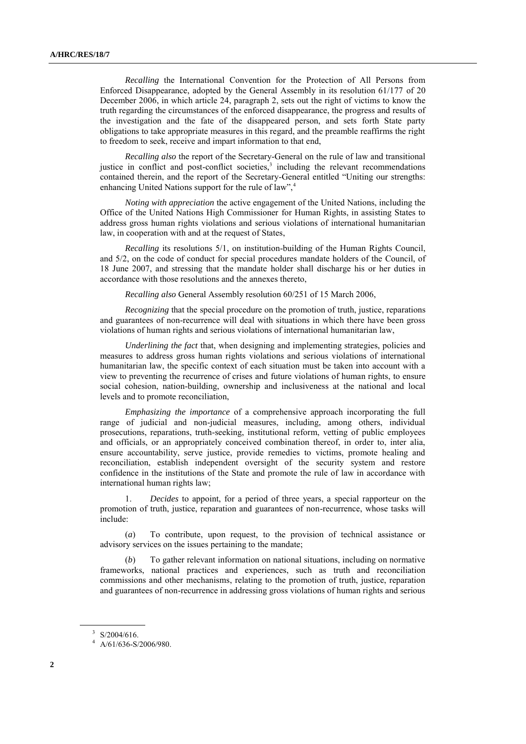*Recalling* the International Convention for the Protection of All Persons from Enforced Disappearance, adopted by the General Assembly in its resolution 61/177 of 20 December 2006, in which article 24, paragraph 2, sets out the right of victims to know the truth regarding the circumstances of the enforced disappearance, the progress and results of the investigation and the fate of the disappeared person, and sets forth State party obligations to take appropriate measures in this regard, and the preamble reaffirms the right to freedom to seek, receive and impart information to that end,

*Recalling also* the report of the Secretary-General on the rule of law and transitional justice in conflict and post-conflict societies,[3] including the relevant recommendations contained therein, and the report of the Secretary-General entitled "Uniting our strengths: enhancing United Nations support for the rule of law",[4]

*Noting with appreciation* the active engagement of the United Nations, including the Office of the United Nations High Commissioner for Human Rights, in assisting States to address gross human rights violations and serious violations of international humanitarian law, in cooperation with and at the request of States,

*Recalling* its resolutions 5/1, on institution-building of the Human Rights Council, and 5/2, on the code of conduct for special procedures mandate holders of the Council, of 18 June 2007, and stressing that the mandate holder shall discharge his or her duties in accordance with those resolutions and the annexes thereto,

*Recalling also* General Assembly resolution 60/251 of 15 March 2006,

*Recognizing* that the special procedure on the promotion of truth, justice, reparations and guarantees of non-recurrence will deal with situations in which there have been gross violations of human rights and serious violations of international humanitarian law,

*Underlining the fact* that, when designing and implementing strategies, policies and measures to address gross human rights violations and serious violations of international humanitarian law, the specific context of each situation must be taken into account with a view to preventing the recurrence of crises and future violations of human rights, to ensure social cohesion, nation-building, ownership and inclusiveness at the national and local levels and to promote reconciliation,

*Emphasizing the importance* of a comprehensive approach incorporating the full range of judicial and non-judicial measures, including, among others, individual prosecutions, reparations, truth-seeking, institutional reform, vetting of public employees and officials, or an appropriately conceived combination thereof, in order to, inter alia, ensure accountability, serve justice, provide remedies to victims, promote healing and reconciliation, establish independent oversight of the security system and restore confidence in the institutions of the State and promote the rule of law in accordance with international human rights law;

1. *Decides* to appoint, for a period of three years, a special rapporteur on the promotion of truth, justice, reparation and guarantees of non-recurrence, whose tasks will include:

(*a*) To contribute, upon request, to the provision of technical assistance or advisory services on the issues pertaining to the mandate;

(*b*) To gather relevant information on national situations, including on normative frameworks, national practices and experiences, such as truth and reconciliation commissions and other mechanisms, relating to the promotion of truth, justice, reparation and guarantees of non-recurrence in addressing gross violations of human rights and serious

---

[3] S/2004/616.

[4] A/61/636-S/2006/980.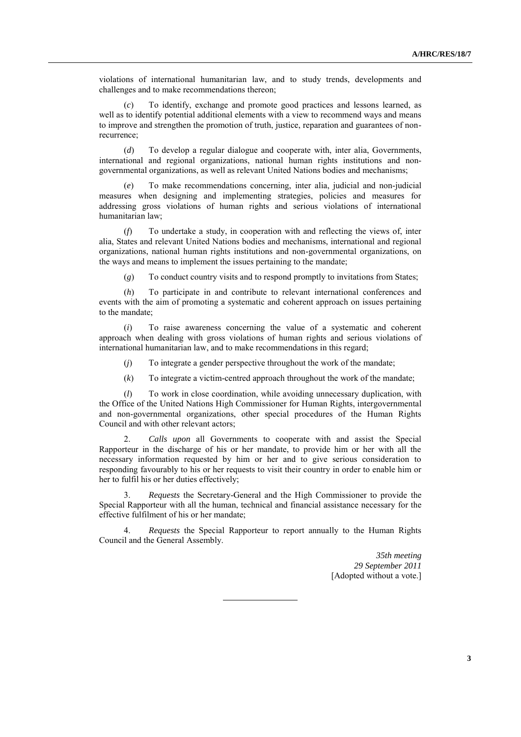violations of international humanitarian law, and to study trends, developments and challenges and to make recommendations thereon;

(*c*) To identify, exchange and promote good practices and lessons learned, as well as to identify potential additional elements with a view to recommend ways and means to improve and strengthen the promotion of truth, justice, reparation and guarantees of non-recurrence;

(*d*) To develop a regular dialogue and cooperate with, inter alia, Governments, international and regional organizations, national human rights institutions and non-governmental organizations, as well as relevant United Nations bodies and mechanisms;

(*e*) To make recommendations concerning, inter alia, judicial and non-judicial measures when designing and implementing strategies, policies and measures for addressing gross violations of human rights and serious violations of international humanitarian law;

(*f*) To undertake a study, in cooperation with and reflecting the views of, inter alia, States and relevant United Nations bodies and mechanisms, international and regional organizations, national human rights institutions and non-governmental organizations, on the ways and means to implement the issues pertaining to the mandate;

(*g*) To conduct country visits and to respond promptly to invitations from States;

(*h*) To participate in and contribute to relevant international conferences and events with the aim of promoting a systematic and coherent approach on issues pertaining to the mandate;

(*i*) To raise awareness concerning the value of a systematic and coherent approach when dealing with gross violations of human rights and serious violations of international humanitarian law, and to make recommendations in this regard;

(*j*) To integrate a gender perspective throughout the work of the mandate;

(*k*) To integrate a victim-centred approach throughout the work of the mandate;

(*l*) To work in close coordination, while avoiding unnecessary duplication, with the Office of the United Nations High Commissioner for Human Rights, intergovernmental and non-governmental organizations, other special procedures of the Human Rights Council and with other relevant actors;

2. *Calls upon* all Governments to cooperate with and assist the Special Rapporteur in the discharge of his or her mandate, to provide him or her with all the necessary information requested by him or her and to give serious consideration to responding favourably to his or her requests to visit their country in order to enable him or her to fulfil his or her duties effectively;

3. *Requests* the Secretary-General and the High Commissioner to provide the Special Rapporteur with all the human, technical and financial assistance necessary for the effective fulfilment of his or her mandate;

4. *Requests* the Special Rapporteur to report annually to the Human Rights Council and the General Assembly.

*35th meeting*
*29 September 2011*
[Adopted without a vote.]